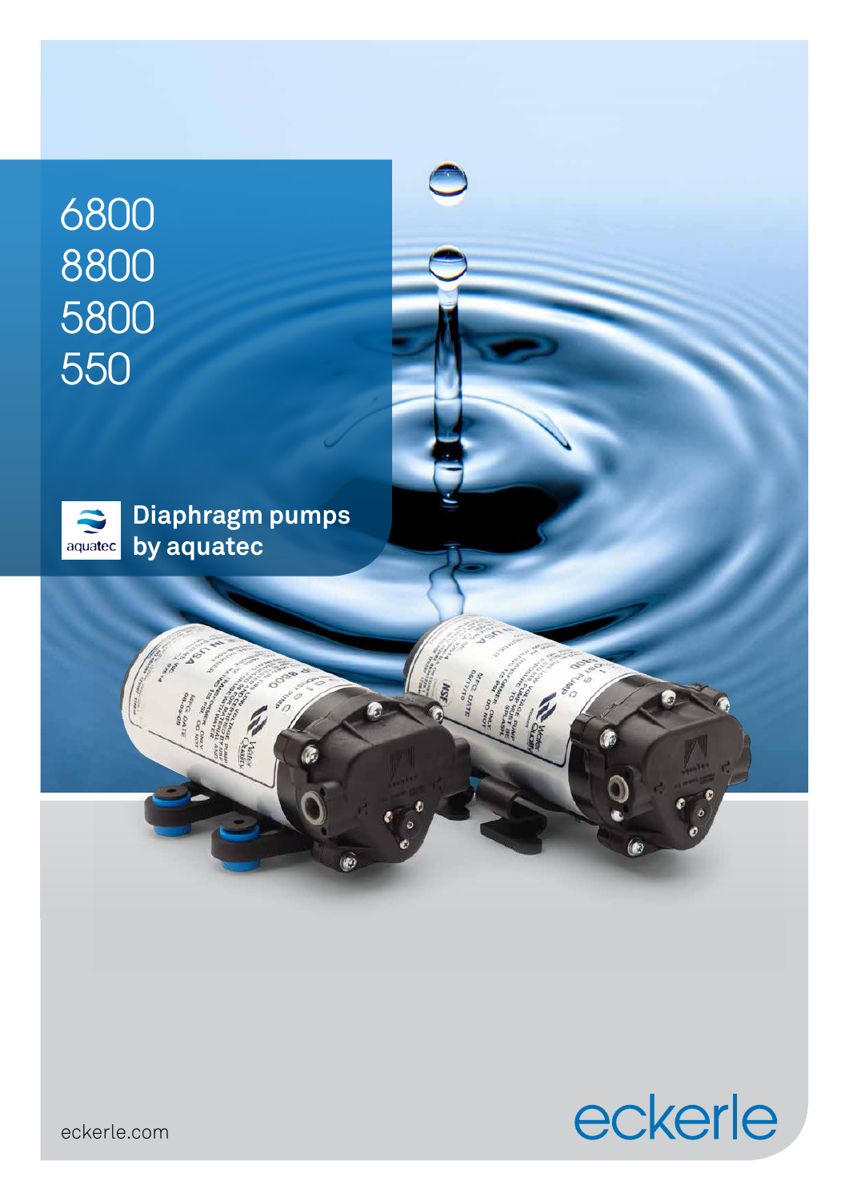# 6800
# 8800
# 5800
# 550

## Diaphragm pumps by aquatec

eckerle.com

eckerle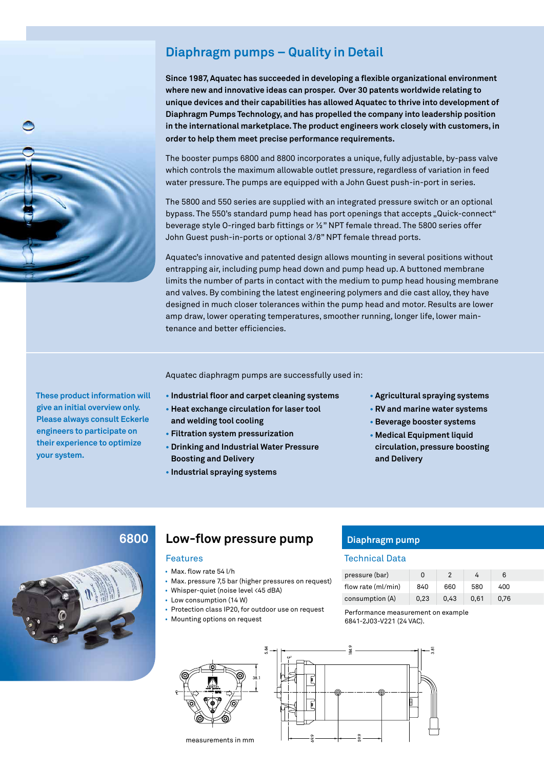## Diaphragm pumps – Quality in Detail

**Since 1987, Aquatec has succeeded in developing a flexible organizational environment where new and innovative ideas can prosper. Over 30 patents worldwide relating to unique devices and their capabilities has allowed Aquatec to thrive into development of Diaphragm Pumps Technology, and has propelled the company into leadership position in the international marketplace. The product engineers work closely with customers, in order to help them meet precise performance requirements.**

The booster pumps 6800 and 8800 incorporates a unique, fully adjustable, by-pass valve which controls the maximum allowable outlet pressure, regardless of variation in feed water pressure. The pumps are equipped with a John Guest push-in-port in series.

The 5800 and 550 series are supplied with an integrated pressure switch or an optional bypass. The 550's standard pump head has port openings that accepts „Quick-connect" beverage style O-ringed barb fittings or ½" NPT female thread. The 5800 series offer John Guest push-in-ports or optional 3/8" NPT female thread ports.

Aquatec's innovative and patented design allows mounting in several positions without entrapping air, including pump head down and pump head up. A buttoned membrane limits the number of parts in contact with the medium to pump head housing membrane and valves. By combining the latest engineering polymers and die cast alloy, they have designed in much closer tolerances within the pump head and motor. Results are lower amp draw, lower operating temperatures, smoother running, longer life, lower maintenance and better efficiencies.

**These product information will give an initial overview only. Please always consult Eckerle engineers to participate on their experience to optimize your system.**

Aquatec diaphragm pumps are successfully used in:

- **Industrial floor and carpet cleaning systems**
- **Heat exchange circulation for laser tool and welding tool cooling**
- **Filtration system pressurization**
- **Drinking and Industrial Water Pressure Boosting and Delivery**
- **Industrial spraying systems**
- **Agricultural spraying systems**
- **RV and marine water systems**
- **Beverage booster systems**
- **Medical Equipment liquid circulation, pressure boosting and Delivery**

**6800**

## Low-flow pressure pump

### Features

- Max. flow rate 54 l/h
- Max. pressure 7,5 bar (higher pressures on request)
- Whisper-quiet (noise level <45 dBA)
- Low consumption (14 W)
- Protection class IP20, for outdoor use on request
- Mounting options on request

### Diaphragm pump

#### Technical Data

| pressure (bar) | 0 | 2 | 4 | 6 |
|---|---|---|---|---|
| flow rate (ml/min) | 840 | 660 | 580 | 400 |
| consumption (A) | 0,23 | 0,43 | 0,61 | 0,76 |

Performance measurement on example 6841-2J03-V221 (24 VAC).

measurements in mm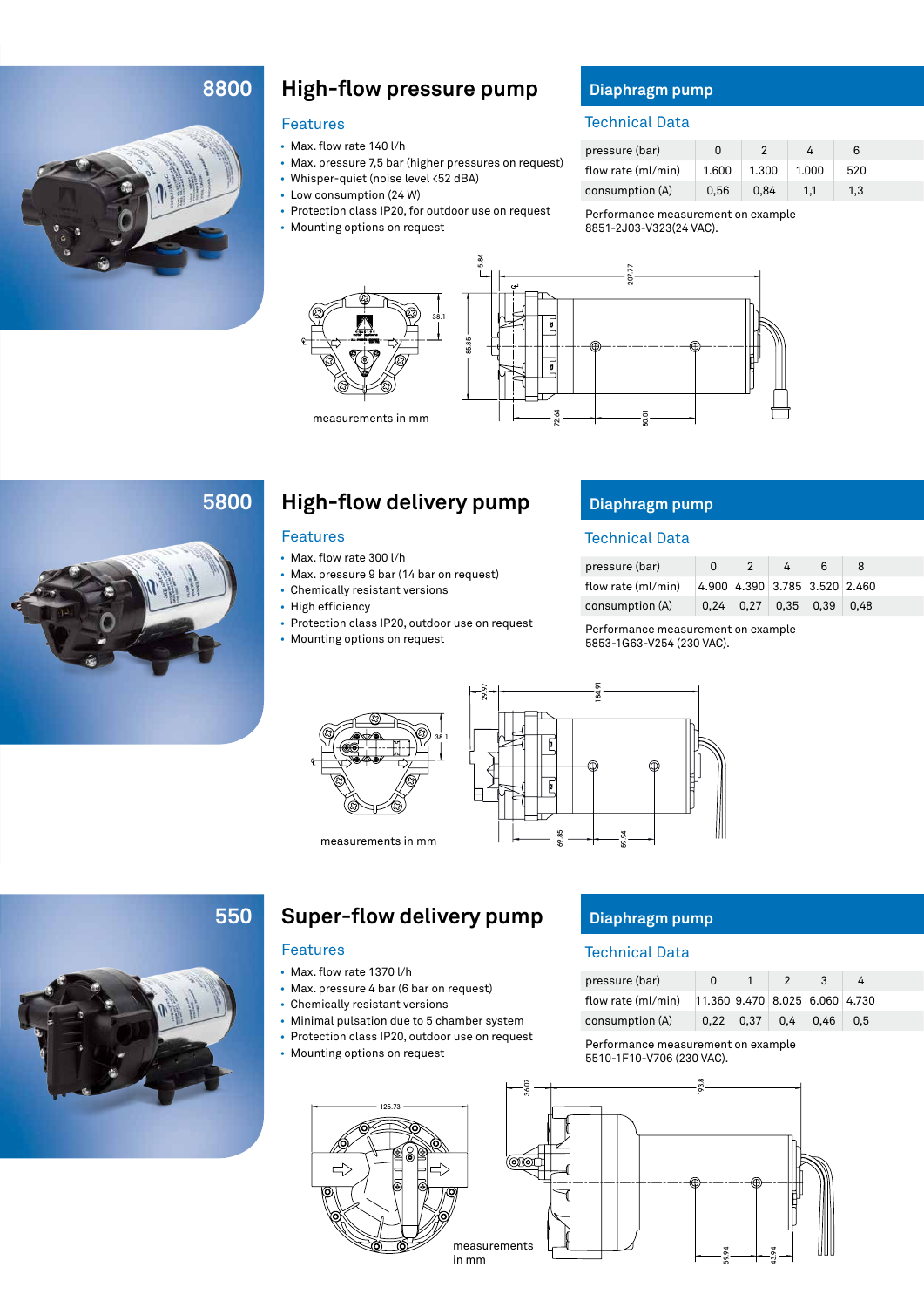## 8800

# High-flow pressure pump

### Features

- Max. flow rate 140 l/h
- Max. pressure 7,5 bar (higher pressures on request)
- Whisper-quiet (noise level <52 dBA)
- Low consumption (24 W)
- Protection class IP20, for outdoor use on request
- Mounting options on request

## Diaphragm pump

### Technical Data

| pressure (bar) | 0 | 2 | 4 | 6 |
|---|---|---|---|---|
| flow rate (ml/min) | 1.600 | 1.300 | 1.000 | 520 |
| consumption (A) | 0,56 | 0,84 | 1,1 | 1,3 |

Performance measurement on example 8851-2J03-V323(24 VAC).

measurements in mm

## 5800

# High-flow delivery pump

### Features

- Max. flow rate 300 l/h
- Max. pressure 9 bar (14 bar on request)
- Chemically resistant versions
- High efficiency
- Protection class IP20, outdoor use on request
- Mounting options on request

## Diaphragm pump

### Technical Data

| pressure (bar) | 0 | 2 | 4 | 6 | 8 |
|---|---|---|---|---|---|
| flow rate (ml/min) | 4.900 | 4.390 | 3.785 | 3.520 | 2.460 |
| consumption (A) | 0,24 | 0,27 | 0,35 | 0,39 | 0,48 |

Performance measurement on example 5853-1G63-V254 (230 VAC).

measurements in mm

## 550

# Super-flow delivery pump

### Features

- Max. flow rate 1370 l/h
- Max. pressure 4 bar (6 bar on request)
- Chemically resistant versions
- Minimal pulsation due to 5 chamber system
- Protection class IP20, outdoor use on request
- Mounting options on request

## Diaphragm pump

### Technical Data

| pressure (bar) | 0 | 1 | 2 | 3 | 4 |
|---|---|---|---|---|---|
| flow rate (ml/min) | 11.360 | 9.470 | 8.025 | 6.060 | 4.730 |
| consumption (A) | 0,22 | 0,37 | 0,4 | 0,46 | 0,5 |

Performance measurement on example 5510-1F10-V706 (230 VAC).

measurements in mm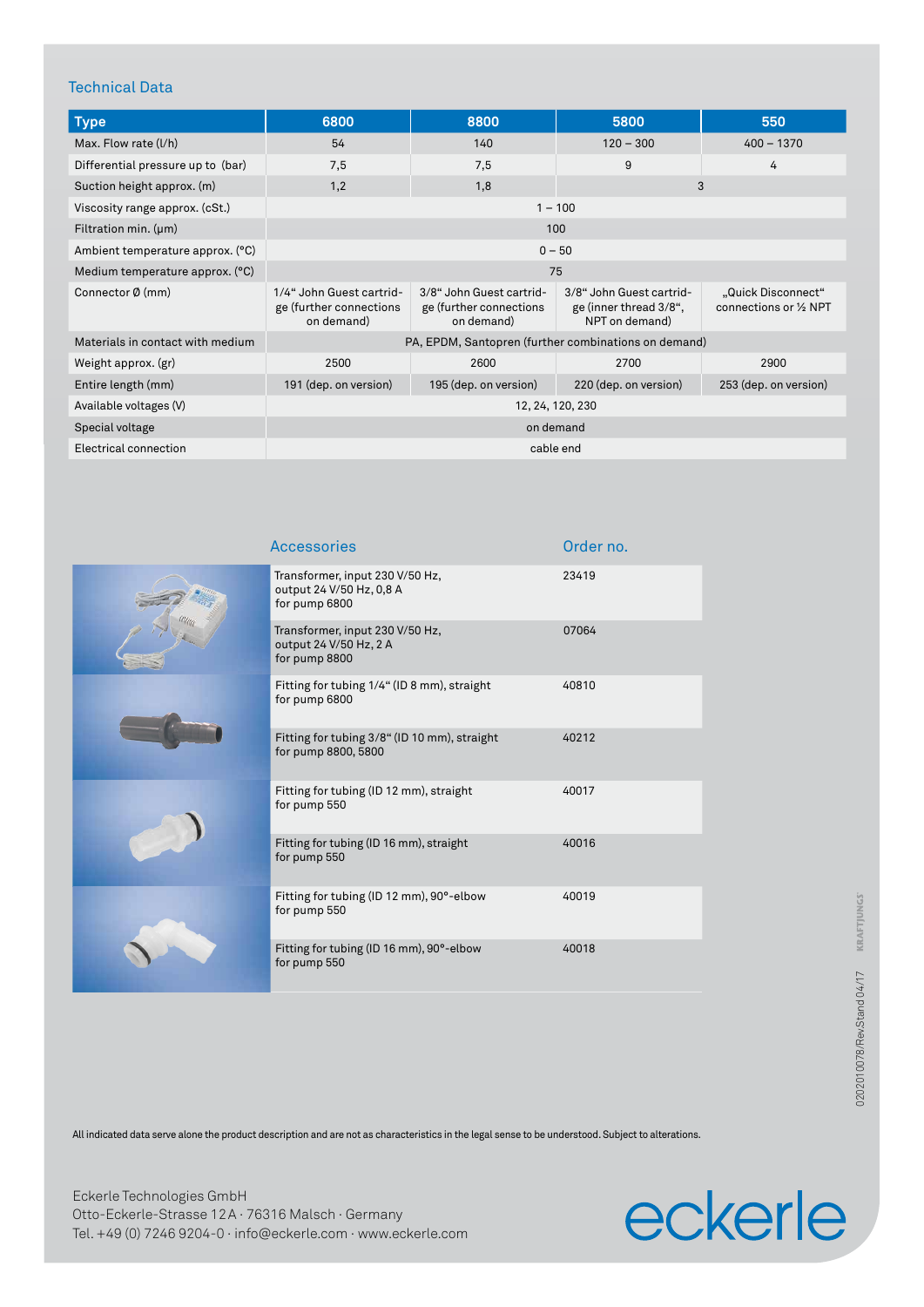## Technical Data

| Type | 6800 | 8800 | 5800 | 550 |
|---|---|---|---|---|
| Max. Flow rate (l/h) | 54 | 140 | 120 – 300 | 400 – 1370 |
| Differential pressure up to (bar) | 7,5 | 7,5 | 9 | 4 |
| Suction height approx. (m) | 1,2 | 1,8 | 3 | |
| Viscosity range approx. (cSt.) | 1 – 100 | | | |
| Filtration min. (µm) | 100 | | | |
| Ambient temperature approx. (°C) | 0 – 50 | | | |
| Medium temperature approx. (°C) | 75 | | | |
| Connector Ø (mm) | 1/4“ John Guest cartridge (further connections on demand) | 3/8“ John Guest cartridge (further connections on demand) | 3/8“ John Guest cartridge (inner thread 3/8“, NPT on demand) | „Quick Disconnect“ connections or ½ NPT |
| Materials in contact with medium | PA, EPDM, Santopren (further combinations on demand) | | | |
| Weight approx. (gr) | 2500 | 2600 | 2700 | 2900 |
| Entire length (mm) | 191 (dep. on version) | 195 (dep. on version) | 220 (dep. on version) | 253 (dep. on version) |
| Available voltages (V) | 12, 24, 120, 230 | | | |
| Special voltage | on demand | | | |
| Electrical connection | cable end | | | |

| Accessories | Order no. |
|---|---|
| Transformer, input 230 V/50 Hz, output 24 V/50 Hz, 0,8 A for pump 6800 | 23419 |
| Transformer, input 230 V/50 Hz, output 24 V/50 Hz, 2 A for pump 8800 | 07064 |
| Fitting for tubing 1/4“ (ID 8 mm), straight for pump 6800 | 40810 |
| Fitting for tubing 3/8“ (ID 10 mm), straight for pump 8800, 5800 | 40212 |
| Fitting for tubing (ID 12 mm), straight for pump 550 | 40017 |
| Fitting for tubing (ID 16 mm), straight for pump 550 | 40016 |
| Fitting for tubing (ID 12 mm), 90°-elbow for pump 550 | 40019 |
| Fitting for tubing (ID 16 mm), 90°-elbow for pump 550 | 40018 |

All indicated data serve alone the product description and are not as characteristics in the legal sense to be understood. Subject to alterations.

0202010078/Rev.Stand 04/17

Eckerle Technologies GmbH
Otto-Eckerle-Strasse 12 A · 76316 Malsch · Germany
Tel. +49 (0) 7246 9204-0 · info@eckerle.com · www.eckerle.com

eckerle